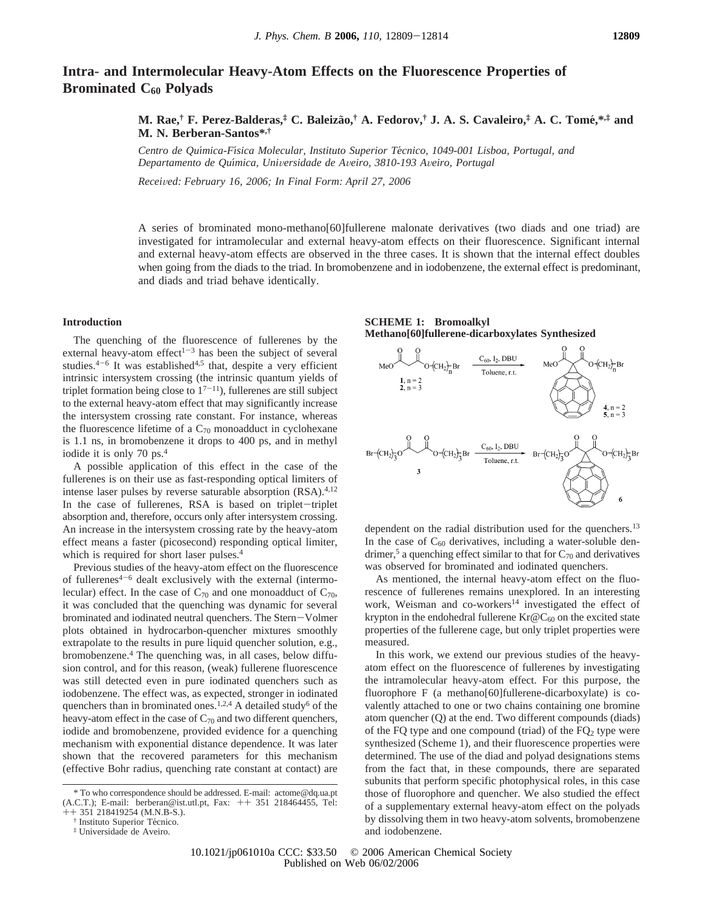# Intra- and Intermolecular Heavy-Atom Effects on the Fluorescence Properties of Brominated $C_{60}$ Polyads

**M. Rae,[†] F. Perez-Balderas,[‡] C. Baleizão,[†] A. Fedorov,[†] J. A. S. Cavaleiro,[‡] A. C. Tomé,*[,‡] and M. N. Berberan-Santos*[,†]**

*Centro de Química-Física Molecular, Instituto Superior Técnico, 1049-001 Lisboa, Portugal, and Departamento de Química, Universidade de Aveiro, 3810-193 Aveiro, Portugal*

*Received: February 16, 2006; In Final Form: April 27, 2006*

A series of brominated mono-methano[60]fullerene malonate derivatives (two diads and one triad) are investigated for intramolecular and external heavy-atom effects on their fluorescence. Significant internal and external heavy-atom effects are observed in the three cases. It is shown that the internal effect doubles when going from the diads to the triad. In bromobenzene and in iodobenzene, the external effect is predominant, and diads and triad behave identically.

## Introduction

The quenching of the fluorescence of fullerenes by the external heavy-atom effect[1-3] has been the subject of several studies.[4-6] It was established[4,5] that, despite a very efficient intrinsic intersystem crossing (the intrinsic quantum yields of triplet formation being close to 1[7-11]), fullerenes are still subject to the external heavy-atom effect that may significantly increase the intersystem crossing rate constant. For instance, whereas the fluorescence lifetime of a $C_{70}$ monoadduct in cyclohexane is 1.1 ns, in bromobenzene it drops to 400 ps, and in methyl iodide it is only 70 ps.[4]

A possible application of this effect in the case of the fullerenes is on their use as fast-responding optical limiters of intense laser pulses by reverse saturable absorption (RSA).[4,12] In the case of fullerenes, RSA is based on triplet–triplet absorption and, therefore, occurs only after intersystem crossing. An increase in the intersystem crossing rate by the heavy-atom effect means a faster (picosecond) responding optical limiter, which is required for short laser pulses.[4]

Previous studies of the heavy-atom effect on the fluorescence of fullerenes[4-6] dealt exclusively with the external (intermolecular) effect. In the case of $C_{70}$ and one monoadduct of $C_{70}$, it was concluded that the quenching was dynamic for several brominated and iodinated neutral quenchers. The Stern–Volmer plots obtained in hydrocarbon-quencher mixtures smoothly extrapolate to the results in pure liquid quencher solution, e.g., bromobenzene.[4] The quenching was, in all cases, below diffusion control, and for this reason, (weak) fullerene fluorescence was still detected even in pure iodinated quenchers such as iodobenzene. The effect was, as expected, stronger in iodinated quenchers than in brominated ones.[1,2,4] A detailed study[6] of the heavy-atom effect in the case of $C_{70}$ and two different quenchers, iodide and bromobenzene, provided evidence for a quenching mechanism with exponential distance dependence. It was later shown that the recovered parameters for this mechanism (effective Bohr radius, quenching rate constant at contact) are dependent on the radial distribution used for the quenchers.[13] In the case of $C_{60}$ derivatives, including a water-soluble dendrimer,[5] a quenching effect similar to that for $C_{70}$ and derivatives was observed for brominated and iodinated quenchers.

**SCHEME 1: Bromoalkyl Methano[60]fullerene-dicarboxylates Synthesized**

MeO–C(O)–CH₂–C(O)–O–$(CH_2)_n$–Br (**1**, n = 2; **2**, n = 3) → ($C_{60}$, $I_2$, DBU; Toluene, r.t.) → **4**, n = 2; **5**, n = 3

Br–$(CH_2)_3$–O–C(O)–CH₂–C(O)–O–$(CH_2)_3$–Br (**3**) → ($C_{60}$, $I_2$, DBU; Toluene, r.t.) → **6**

As mentioned, the internal heavy-atom effect on the fluorescence of fullerenes remains unexplored. In an interesting work, Weisman and co-workers[14] investigated the effect of krypton in the endohedral fullerene Kr@$C_{60}$ on the excited state properties of the fullerene cage, but only triplet properties were measured.

In this work, we extend our previous studies of the heavy-atom effect on the fluorescence of fullerenes by investigating the intramolecular heavy-atom effect. For this purpose, the fluorophore F (a methano[60]fullerene-dicarboxylate) is covalently attached to one or two chains containing one bromine atom quencher (Q) at the end. Two different compounds (diads) of the FQ type and one compound (triad) of the $FQ_2$ type were synthesized (Scheme 1), and their fluorescence properties were determined. The use of the diad and polyad designations stems from the fact that, in these compounds, there are separated subunits that perform specific photophysical roles, in this case those of fluorophore and quencher. We also studied the effect of a supplementary external heavy-atom effect on the polyads by dissolving them in two heavy-atom solvents, bromobenzene and iodobenzene.

\* To who correspondence should be addressed. E-mail: actome@dq.ua.pt (A.C.T.); E-mail: berberan@ist.utl.pt, Fax: ++ 351 218464455, Tel: ++ 351 218419254 (M.N.B-S.).

† Instituto Superior Técnico.

‡ Universidade de Aveiro.

10.1021/jp061010a CCC: $33.50 © 2006 American Chemical Society
Published on Web 06/02/2006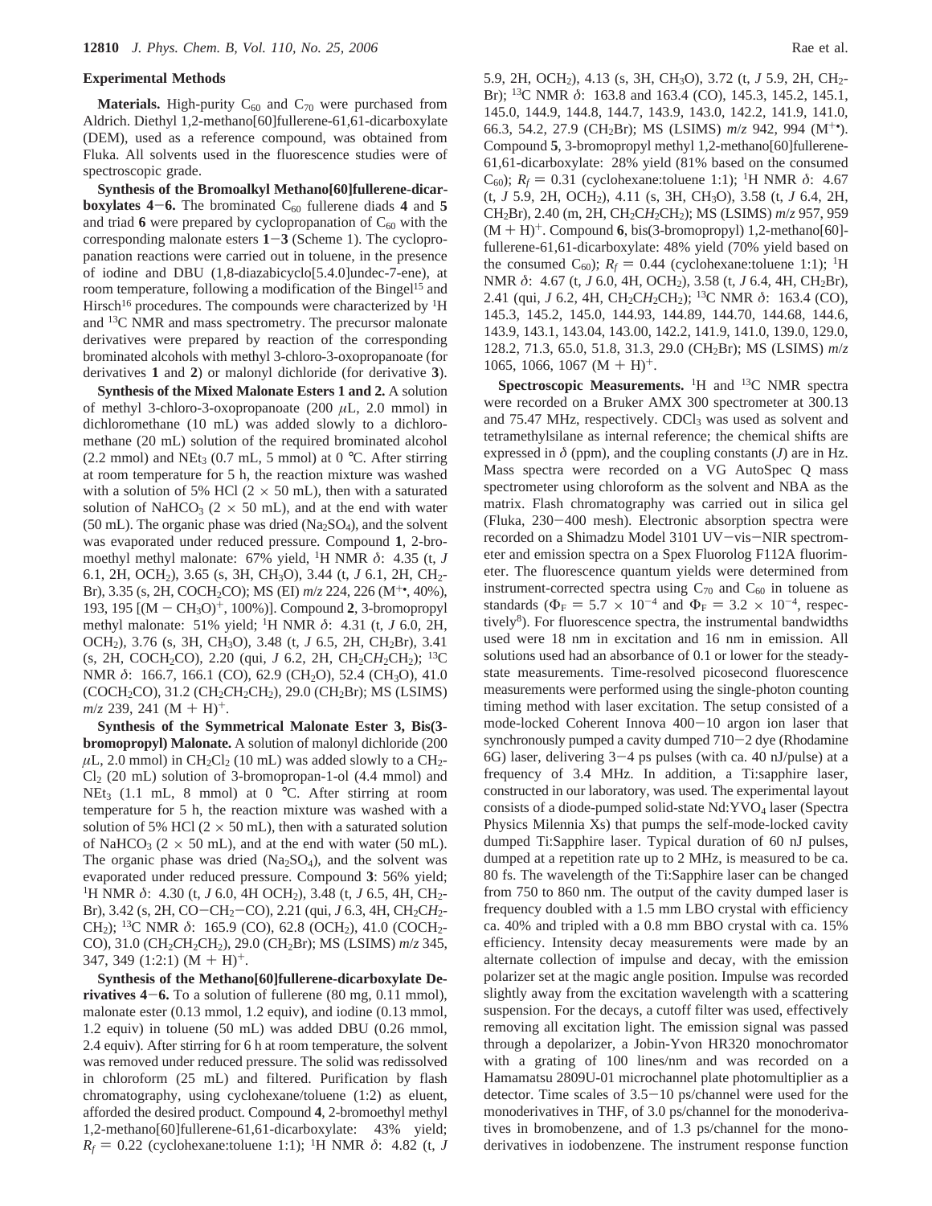### Experimental Methods

**Materials.** High-purity $C_{60}$ and $C_{70}$ were purchased from Aldrich. Diethyl 1,2-methano[60]fullerene-61,61-dicarboxylate (DEM), used as a reference compound, was obtained from Fluka. All solvents used in the fluorescence studies were of spectroscopic grade.

**Synthesis of the Bromoalkyl Methano[60]fullerene-dicarboxylates 4−6.** The brominated $C_{60}$ fullerene diads **4** and **5** and triad **6** were prepared by cyclopropanation of $C_{60}$ with the corresponding malonate esters **1**−**3** (Scheme 1). The cyclopropanation reactions were carried out in toluene, in the presence of iodine and DBU (1,8-diazabicyclo[5.4.0]undec-7-ene), at room temperature, following a modification of the Bingel[15] and Hirsch[16] procedures. The compounds were characterized by $^1$H and $^{13}$C NMR and mass spectrometry. The precursor malonate derivatives were prepared by reaction of the corresponding brominated alcohols with methyl 3-chloro-3-oxopropanoate (for derivatives **1** and **2**) or malonyl dichloride (for derivative **3**).

**Synthesis of the Mixed Malonate Esters 1 and 2.** A solution of methyl 3-chloro-3-oxopropanoate (200 $\mu$L, 2.0 mmol) in dichloromethane (10 mL) was added slowly to a dichloromethane (20 mL) solution of the required brominated alcohol (2.2 mmol) and $NEt_3$ (0.7 mL, 5 mmol) at 0 °C. After stirring at room temperature for 5 h, the reaction mixture was washed with a solution of 5% HCl (2 × 50 mL), then with a saturated solution of $NaHCO_3$ (2 × 50 mL), and at the end with water (50 mL). The organic phase was dried ($Na_2SO_4$), and the solvent was evaporated under reduced pressure. Compound **1**, 2-bromoethyl methyl malonate: 67% yield, $^1$H NMR $\delta$: 4.35 (t, *J* 6.1, 2H, $OCH_2$), 3.65 (s, 3H, $CH_3O$), 3.44 (t, *J* 6.1, 2H, $CH_2$-Br), 3.35 (s, 2H, $COCH_2CO$); MS (EI) *m*/*z* 224, 226 ($M^{+\bullet}$, 40%), 193, 195 [$(M - CH_3O)^+$, 100%)]. Compound **2**, 3-bromopropyl methyl malonate: 51% yield; $^1$H NMR $\delta$: 4.31 (t, *J* 6.0, 2H, $OCH_2$), 3.76 (s, 3H, $CH_3O$), 3.48 (t, *J* 6.5, 2H, $CH_2Br$), 3.41 (s, 2H, $COCH_2CO$), 2.20 (qui, *J* 6.2, 2H, $CH_2CH_2CH_2$); $^{13}$C NMR $\delta$: 166.7, 166.1 (CO), 62.9 ($CH_2O$), 52.4 ($CH_3O$), 41.0 ($COCH_2CO$), 31.2 ($CH_2CH_2CH_2$), 29.0 ($CH_2Br$); MS (LSIMS) *m*/*z* 239, 241 $(M + H)^+$.

**Synthesis of the Symmetrical Malonate Ester 3, Bis(3-bromopropyl) Malonate.** A solution of malonyl dichloride (200 $\mu$L, 2.0 mmol) in $CH_2Cl_2$ (10 mL) was added slowly to a $CH_2Cl_2$ (20 mL) solution of 3-bromopropan-1-ol (4.4 mmol) and $NEt_3$ (1.1 mL, 8 mmol) at 0 °C. After stirring at room temperature for 5 h, the reaction mixture was washed with a solution of 5% HCl (2 × 50 mL), then with a saturated solution of $NaHCO_3$ (2 × 50 mL), and at the end with water (50 mL). The organic phase was dried ($Na_2SO_4$), and the solvent was evaporated under reduced pressure. Compound **3**: 56% yield; $^1$H NMR $\delta$: 4.30 (t, *J* 6.0, 4H $OCH_2$), 3.48 (t, *J* 6.5, 4H, $CH_2$-Br), 3.42 (s, 2H, CO−$CH_2$−CO), 2.21 (qui, *J* 6.3, 4H, $CH_2CH_2CH_2$); $^{13}$C NMR $\delta$: 165.9 (CO), 62.8 ($OCH_2$), 41.0 ($COCH_2CO$), 31.0 ($CH_2CH_2CH_2$), 29.0 ($CH_2Br$); MS (LSIMS) *m*/*z* 345, 347, 349 (1:2:1) $(M + H)^+$.

**Synthesis of the Methano[60]fullerene-dicarboxylate Derivatives 4−6.** To a solution of fullerene (80 mg, 0.11 mmol), malonate ester (0.13 mmol, 1.2 equiv), and iodine (0.13 mmol, 1.2 equiv) in toluene (50 mL) was added DBU (0.26 mmol, 2.4 equiv). After stirring for 6 h at room temperature, the solvent was removed under reduced pressure. The solid was redissolved in chloroform (25 mL) and filtered. Purification by flash chromatography, using cyclohexane/toluene (1:2) as eluent, afforded the desired product. Compound **4**, 2-bromoethyl methyl 1,2-methano[60]fullerene-61,61-dicarboxylate: 43% yield; $R_f$ = 0.22 (cyclohexane:toluene 1:1); $^1$H NMR $\delta$: 4.82 (t, *J* 5.9, 2H, $OCH_2$), 4.13 (s, 3H, $CH_3O$), 3.72 (t, *J* 5.9, 2H, $CH_2$-Br); $^{13}$C NMR $\delta$: 163.8 and 163.4 (CO), 145.3, 145.2, 145.1, 145.0, 144.9, 144.8, 144.7, 143.9, 143.0, 142.2, 141.9, 141.0, 66.3, 54.2, 27.9 ($CH_2Br$); MS (LSIMS) *m*/*z* 942, 994 ($M^{+\bullet}$). Compound **5**, 3-bromopropyl methyl 1,2-methano[60]fullerene-61,61-dicarboxylate: 28% yield (81% based on the consumed $C_{60}$); $R_f$ = 0.31 (cyclohexane:toluene 1:1); $^1$H NMR $\delta$: 4.67 (t, *J* 5.9, 2H, $OCH_2$), 4.11 (s, 3H, $CH_3O$), 3.58 (t, *J* 6.4, 2H, $CH_2Br$), 2.40 (m, 2H, $CH_2CH_2CH_2$); MS (LSIMS) *m*/*z* 957, 959 $(M + H)^+$. Compound **6**, bis(3-bromopropyl) 1,2-methano[60]-fullerene-61,61-dicarboxylate: 48% yield (70% yield based on the consumed $C_{60}$); $R_f$ = 0.44 (cyclohexane:toluene 1:1); $^1$H NMR $\delta$: 4.67 (t, *J* 6.0, 4H, $OCH_2$), 3.58 (t, *J* 6.4, 4H, $CH_2Br$), 2.41 (qui, *J* 6.2, 4H, $CH_2CH_2CH_2$); $^{13}$C NMR $\delta$: 163.4 (CO), 145.3, 145.2, 145.0, 144.93, 144.89, 144.70, 144.68, 144.6, 143.9, 143.1, 143.04, 143.00, 142.2, 141.9, 141.0, 139.0, 129.0, 128.2, 71.3, 65.0, 51.8, 31.3, 29.0 ($CH_2Br$); MS (LSIMS) *m*/*z* 1065, 1066, 1067 $(M + H)^+$.

**Spectroscopic Measurements.** $^1$H and $^{13}$C NMR spectra were recorded on a Bruker AMX 300 spectrometer at 300.13 and 75.47 MHz, respectively. $CDCl_3$ was used as solvent and tetramethylsilane as internal reference; the chemical shifts are expressed in $\delta$ (ppm), and the coupling constants (*J*) are in Hz. Mass spectra were recorded on a VG AutoSpec Q mass spectrometer using chloroform as the solvent and NBA as the matrix. Flash chromatography was carried out in silica gel (Fluka, 230−400 mesh). Electronic absorption spectra were recorded on a Shimadzu Model 3101 UV−vis−NIR spectrometer and emission spectra on a Spex Fluorolog F112A fluorimeter. The fluorescence quantum yields were determined from instrument-corrected spectra using $C_{70}$ and $C_{60}$ in toluene as standards ($\Phi_F = 5.7 \times 10^{-4}$ and $\Phi_F = 3.2 \times 10^{-4}$, respectively[8]). For fluorescence spectra, the instrumental bandwidths used were 18 nm in excitation and 16 nm in emission. All solutions used had an absorbance of 0.1 or lower for the steady-state measurements. Time-resolved picosecond fluorescence measurements were performed using the single-photon counting timing method with laser excitation. The setup consisted of a mode-locked Coherent Innova 400−10 argon ion laser that synchronously pumped a cavity dumped 710−2 dye (Rhodamine 6G) laser, delivering 3−4 ps pulses (with ca. 40 nJ/pulse) at a frequency of 3.4 MHz. In addition, a Ti:sapphire laser, constructed in our laboratory, was used. The experimental layout consists of a diode-pumped solid-state $Nd:YVO_4$ laser (Spectra Physics Milennia Xs) that pumps the self-mode-locked cavity dumped Ti:Sapphire laser. Typical duration of 60 nJ pulses, dumped at a repetition rate up to 2 MHz, is measured to be ca. 80 fs. The wavelength of the Ti:Sapphire laser can be changed from 750 to 860 nm. The output of the cavity dumped laser is frequency doubled with a 1.5 mm LBO crystal with efficiency ca. 40% and tripled with a 0.8 mm BBO crystal with ca. 15% efficiency. Intensity decay measurements were made by an alternate collection of impulse and decay, with the emission polarizer set at the magic angle position. Impulse was recorded slightly away from the excitation wavelength with a scattering suspension. For the decays, a cutoff filter was used, effectively removing all excitation light. The emission signal was passed through a depolarizer, a Jobin-Yvon HR320 monochromator with a grating of 100 lines/nm and was recorded on a Hamamatsu 2809U-01 microchannel plate photomultiplier as a detector. Time scales of 3.5−10 ps/channel were used for the monoderivatives in THF, of 3.0 ps/channel for the monoderivatives in bromobenzene, and of 1.3 ps/channel for the monoderivatives in iodobenzene. The instrument response function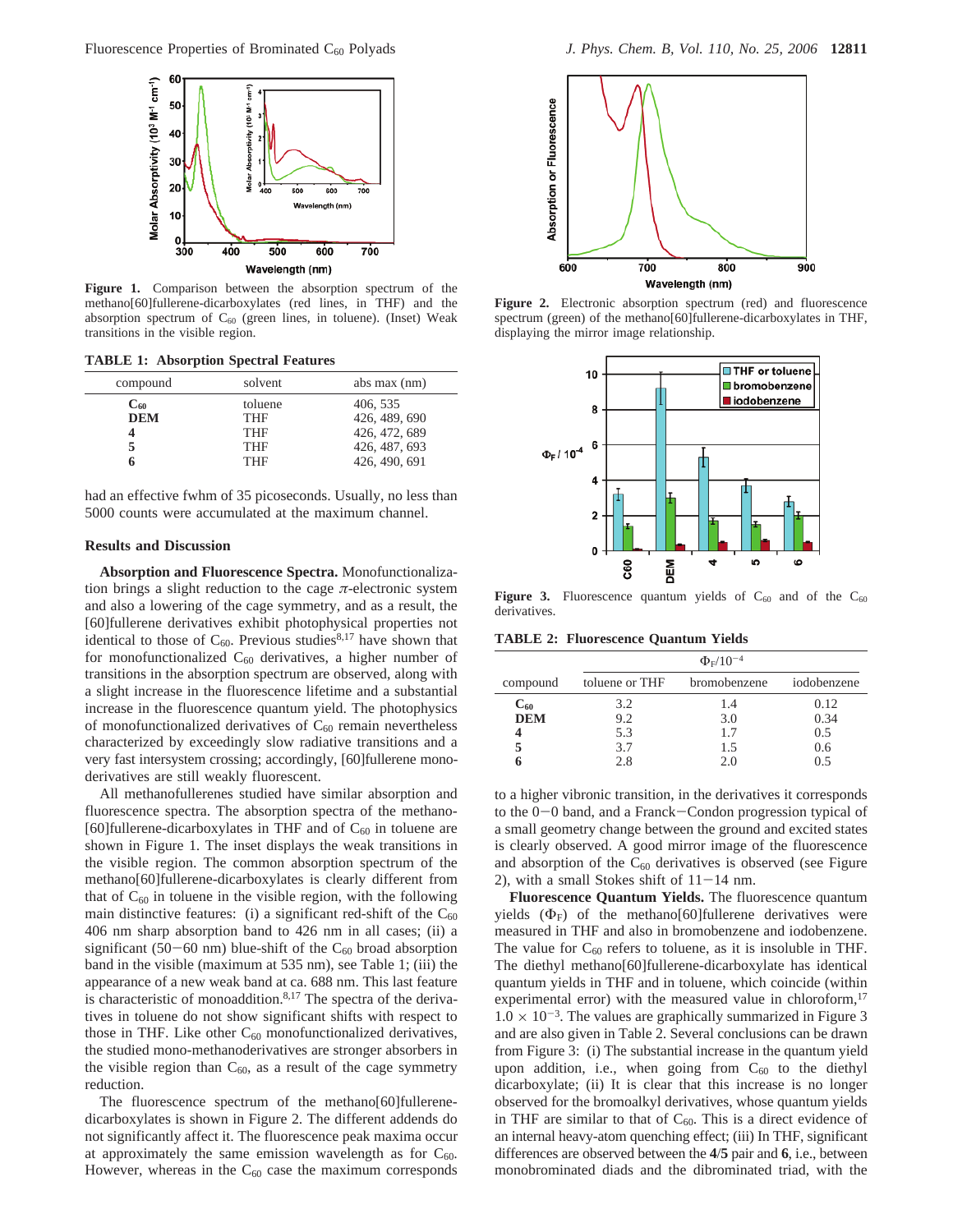Figure 1. Comparison between the absorption spectrum of the methano[60]fullerene-dicarboxylates (red lines, in THF) and the absorption spectrum of $C_{60}$ (green lines, in toluene). (Inset) Weak transitions in the visible region.

**TABLE 1: Absorption Spectral Features**

| compound | solvent | abs max (nm) |
|---|---|---|
| $C_{60}$ | toluene | 406, 535 |
| **DEM** | THF | 426, 489, 690 |
| **4** | THF | 426, 472, 689 |
| **5** | THF | 426, 487, 693 |
| **6** | THF | 426, 490, 691 |

had an effective fwhm of 35 picoseconds. Usually, no less than 5000 counts were accumulated at the maximum channel.

## Results and Discussion

**Absorption and Fluorescence Spectra.** Monofunctionalization brings a slight reduction to the cage $\pi$-electronic system and also a lowering of the cage symmetry, and as a result, the [60]fullerene derivatives exhibit photophysical properties not identical to those of $C_{60}$. Previous studies[8,17] have shown that for monofunctionalized $C_{60}$ derivatives, a higher number of transitions in the absorption spectrum are observed, along with a slight increase in the fluorescence lifetime and a substantial increase in the fluorescence quantum yield. The photophysics of monofunctionalized derivatives of $C_{60}$ remain nevertheless characterized by exceedingly slow radiative transitions and a very fast intersystem crossing; accordingly, [60]fullerene monoderivatives are still weakly fluorescent.

All methanofullerenes studied have similar absorption and fluorescence spectra. The absorption spectra of the methano[60]fullerene-dicarboxylates in THF and of $C_{60}$ in toluene are shown in Figure 1. The inset displays the weak transitions in the visible region. The common absorption spectrum of the methano[60]fullerene-dicarboxylates is clearly different from that of $C_{60}$ in toluene in the visible region, with the following main distinctive features: (i) a significant red-shift of the $C_{60}$ 406 nm sharp absorption band to 426 nm in all cases; (ii) a significant (50−60 nm) blue-shift of the $C_{60}$ broad absorption band in the visible (maximum at 535 nm), see Table 1; (iii) the appearance of a new weak band at ca. 688 nm. This last feature is characteristic of monoaddition.[8,17] The spectra of the derivatives in toluene do not show significant shifts with respect to those in THF. Like other $C_{60}$ monofunctionalized derivatives, the studied mono-methanoderivatives are stronger absorbers in the visible region than $C_{60}$, as a result of the cage symmetry reduction.

The fluorescence spectrum of the methano[60]fullerene-dicarboxylates is shown in Figure 2. The different addends do not significantly affect it. The fluorescence peak maxima occur at approximately the same emission wavelength as for $C_{60}$. However, whereas in the $C_{60}$ case the maximum corresponds to a higher vibronic transition, in the derivatives it corresponds to the 0−0 band, and a Franck−Condon progression typical of a small geometry change between the ground and excited states is clearly observed. A good mirror image of the fluorescence and absorption of the $C_{60}$ derivatives is observed (see Figure 2), with a small Stokes shift of 11−14 nm.

Figure 2. Electronic absorption spectrum (red) and fluorescence spectrum (green) of the methano[60]fullerene-dicarboxylates in THF, displaying the mirror image relationship.

Figure 3. Fluorescence quantum yields of $C_{60}$ and of the $C_{60}$ derivatives.

**TABLE 2: Fluorescence Quantum Yields**

| | $\Phi_F/10^{-4}$ | | |
|---|---|---|---|
| compound | toluene or THF | bromobenzene | iodobenzene |
| $C_{60}$ | 3.2 | 1.4 | 0.12 |
| **DEM** | 9.2 | 3.0 | 0.34 |
| **4** | 5.3 | 1.7 | 0.5 |
| **5** | 3.7 | 1.5 | 0.6 |
| **6** | 2.8 | 2.0 | 0.5 |

**Fluorescence Quantum Yields.** The fluorescence quantum yields ($\Phi_F$) of the methano[60]fullerene derivatives were measured in THF and also in bromobenzene and iodobenzene. The value for $C_{60}$ refers to toluene, as it is insoluble in THF. The diethyl methano[60]fullerene-dicarboxylate has identical quantum yields in THF and in toluene, which coincide (within experimental error) with the measured value in chloroform,[17] $1.0 \times 10^{-3}$. The values are graphically summarized in Figure 3 and are also given in Table 2. Several conclusions can be drawn from Figure 3: (i) The substantial increase in the quantum yield upon addition, i.e., when going from $C_{60}$ to the diethyl dicarboxylate; (ii) It is clear that this increase is no longer observed for the bromoalkyl derivatives, whose quantum yields in THF are similar to that of $C_{60}$. This is a direct evidence of an internal heavy-atom quenching effect; (iii) In THF, significant differences are observed between the **4**/**5** pair and **6**, i.e., between monobrominated diads and the dibrominated triad, with the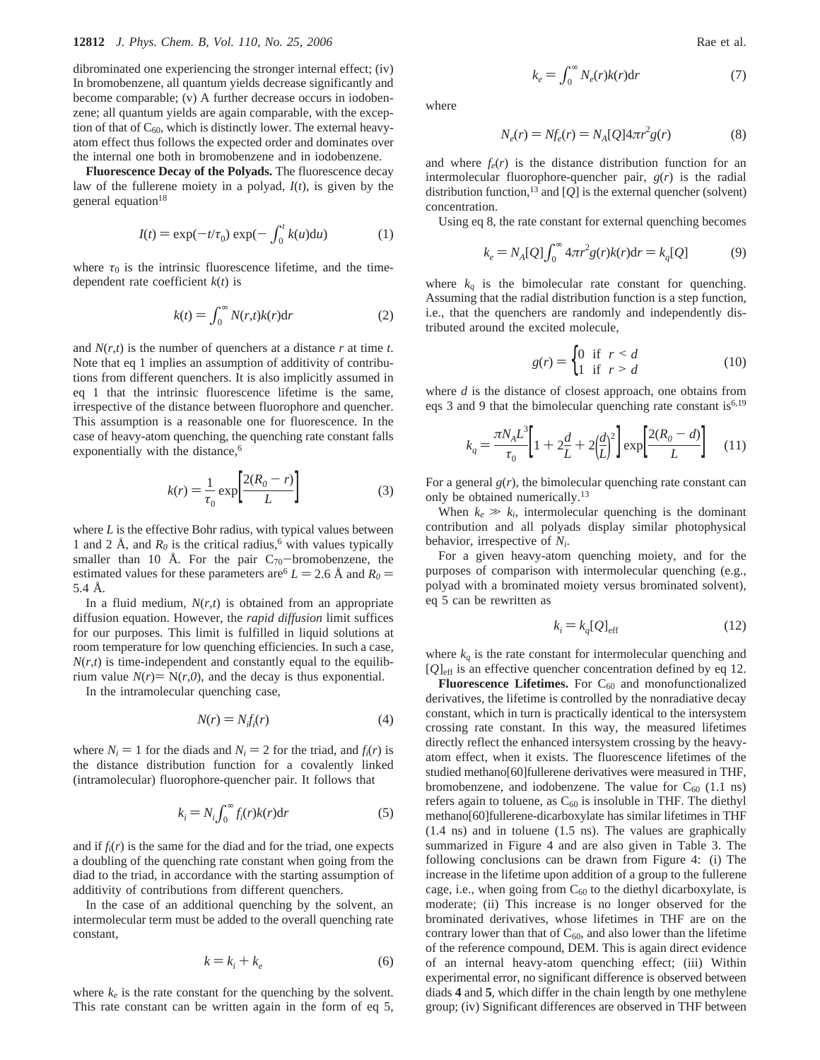dibrominated one experiencing the stronger internal effect; (iv) In bromobenzene, all quantum yields decrease significantly and become comparable; (v) A further decrease occurs in iodobenzene; all quantum yields are again comparable, with the exception of that of $C_{60}$, which is distinctly lower. The external heavy-atom effect thus follows the expected order and dominates over the internal one both in bromobenzene and in iodobenzene.

**Fluorescence Decay of the Polyads.** The fluorescence decay law of the fullerene moiety in a polyad, $I(t)$, is given by the general equation[18]

$$I(t) = \exp(-t/\tau_0)\exp\left(-\int_0^t k(u)\mathrm{d}u\right) \tag{1}$$

where $\tau_0$ is the intrinsic fluorescence lifetime, and the time-dependent rate coefficient $k(t)$ is

$$k(t) = \int_0^\infty N(r,t)k(r)\mathrm{d}r \tag{2}$$

and $N(r,t)$ is the number of quenchers at a distance $r$ at time $t$. Note that eq 1 implies an assumption of additivity of contributions from different quenchers. It is also implicitly assumed in eq 1 that the intrinsic fluorescence lifetime is the same, irrespective of the distance between fluorophore and quencher. This assumption is a reasonable one for fluorescence. In the case of heavy-atom quenching, the quenching rate constant falls exponentially with the distance,[6]

$$k(r) = \frac{1}{\tau_0}\exp\left[\frac{2(R_0 - r)}{L}\right] \tag{3}$$

where $L$ is the effective Bohr radius, with typical values between 1 and 2 Å, and $R_0$ is the critical radius,[6] with values typically smaller than 10 Å. For the pair $C_{70}$–bromobenzene, the estimated values for these parameters are[6] $L = 2.6$ Å and $R_0 = 5.4$ Å.

In a fluid medium, $N(r,t)$ is obtained from an appropriate diffusion equation. However, the *rapid diffusion* limit suffices for our purposes. This limit is fulfilled in liquid solutions at room temperature for low quenching efficiencies. In such a case, $N(r,t)$ is time-independent and constantly equal to the equilibrium value $N(r) = N(r,0)$, and the decay is thus exponential.

In the intramolecular quenching case,

$$N(r) = N_i f_i(r) \tag{4}$$

where $N_i = 1$ for the diads and $N_i = 2$ for the triad, and $f_i(r)$ is the distance distribution function for a covalently linked (intramolecular) fluorophore-quencher pair. It follows that

$$k_i = N_i\int_0^\infty f_i(r)k(r)\mathrm{d}r \tag{5}$$

and if $f_i(r)$ is the same for the diad and for the triad, one expects a doubling of the quenching rate constant when going from the diad to the triad, in accordance with the starting assumption of additivity of contributions from different quenchers.

In the case of an additional quenching by the solvent, an intermolecular term must be added to the overall quenching rate constant,

$$k = k_i + k_e \tag{6}$$

where $k_e$ is the rate constant for the quenching by the solvent. This rate constant can be written again in the form of eq 5,

$$k_e = \int_0^\infty N_e(r)k(r)\mathrm{d}r \tag{7}$$

where

$$N_e(r) = Nf_e(r) = N_A[Q]4\pi r^2 g(r) \tag{8}$$

and where $f_e(r)$ is the distance distribution function for an intermolecular fluorophore-quencher pair, $g(r)$ is the radial distribution function,[13] and $[Q]$ is the external quencher (solvent) concentration.

Using eq 8, the rate constant for external quenching becomes

$$k_e = N_A[Q]\int_0^\infty 4\pi r^2 g(r)k(r)\mathrm{d}r = k_q[Q] \tag{9}$$

where $k_q$ is the bimolecular rate constant for quenching. Assuming that the radial distribution function is a step function, i.e., that the quenchers are randomly and independently distributed around the excited molecule,

$$g(r) = \begin{cases} 0 & \text{if } r < d \\ 1 & \text{if } r > d \end{cases} \tag{10}$$

where $d$ is the distance of closest approach, one obtains from eqs 3 and 9 that the bimolecular quenching rate constant is[6,19]

$$k_q = \frac{\pi N_A L^3}{\tau_0}\left[1 + 2\frac{d}{L} + 2\left(\frac{d}{L}\right)^2\right]\exp\left[\frac{2(R_0 - d)}{L}\right] \tag{11}$$

For a general $g(r)$, the bimolecular quenching rate constant can only be obtained numerically.[13]

When $k_e \gg k_i$, intermolecular quenching is the dominant contribution and all polyads display similar photophysical behavior, irrespective of $N_i$.

For a given heavy-atom quenching moiety, and for the purposes of comparison with intermolecular quenching (e.g., polyad with a brominated moiety versus brominated solvent), eq 5 can be rewritten as

$$k_i = k_q[Q]_{\text{eff}} \tag{12}$$

where $k_q$ is the rate constant for intermolecular quenching and $[Q]_{\text{eff}}$ is an effective quencher concentration defined by eq 12.

**Fluorescence Lifetimes.** For $C_{60}$ and monofunctionalized derivatives, the lifetime is controlled by the nonradiative decay constant, which in turn is practically identical to the intersystem crossing rate constant. In this way, the measured lifetimes directly reflect the enhanced intersystem crossing by the heavy-atom effect, when it exists. The fluorescence lifetimes of the studied methano[60]fullerene derivatives were measured in THF, bromobenzene, and iodobenzene. The value for $C_{60}$ (1.1 ns) refers again to toluene, as $C_{60}$ is insoluble in THF. The diethyl methano[60]fullerene-dicarboxylate has similar lifetimes in THF (1.4 ns) and in toluene (1.5 ns). The values are graphically summarized in Figure 4 and are also given in Table 3. The following conclusions can be drawn from Figure 4: (i) The increase in the lifetime upon addition of a group to the fullerene cage, i.e., when going from $C_{60}$ to the diethyl dicarboxylate, is moderate; (ii) This increase is no longer observed for the brominated derivatives, whose lifetimes in THF are on the contrary lower than that of $C_{60}$, and also lower than the lifetime of the reference compound, DEM. This is again direct evidence of an internal heavy-atom quenching effect; (iii) Within experimental error, no significant difference is observed between diads **4** and **5**, which differ in the chain length by one methylene group; (iv) Significant differences are observed in THF between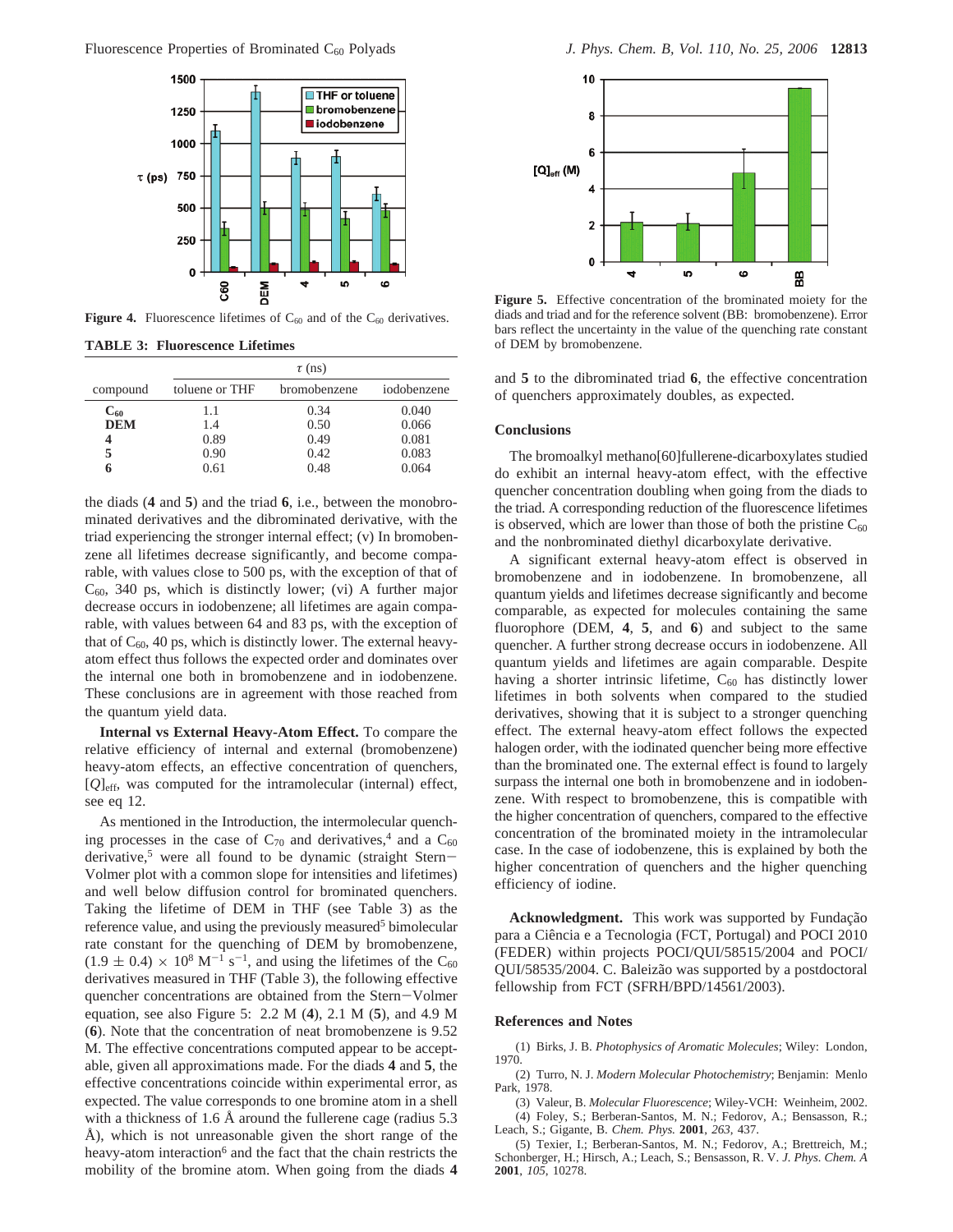Figure 4. Fluorescence lifetimes of $C_{60}$ and of the $C_{60}$ derivatives.

**TABLE 3: Fluorescence Lifetimes**

| compound | $\tau$ (ns) toluene or THF | bromobenzene | iodobenzene |
|---|---|---|---|
| **$C_{60}$** | 1.1 | 0.34 | 0.040 |
| **DEM** | 1.4 | 0.50 | 0.066 |
| **4** | 0.89 | 0.49 | 0.081 |
| **5** | 0.90 | 0.42 | 0.083 |
| **6** | 0.61 | 0.48 | 0.064 |

the diads (**4** and **5**) and the triad **6**, i.e., between the monobrominated derivatives and the dibrominated derivative, with the triad experiencing the stronger internal effect; (v) In bromobenzene all lifetimes decrease significantly, and become comparable, with values close to 500 ps, with the exception of that of $C_{60}$, 340 ps, which is distinctly lower; (vi) A further major decrease occurs in iodobenzene; all lifetimes are again comparable, with values between 64 and 83 ps, with the exception of that of $C_{60}$, 40 ps, which is distinctly lower. The external heavy-atom effect thus follows the expected order and dominates over the internal one both in bromobenzene and in iodobenzene. These conclusions are in agreement with those reached from the quantum yield data.

**Internal vs External Heavy-Atom Effect.** To compare the relative efficiency of internal and external (bromobenzene) heavy-atom effects, an effective concentration of quenchers, $[Q]_{eff}$, was computed for the intramolecular (internal) effect, see eq 12.

As mentioned in the Introduction, the intermolecular quenching processes in the case of $C_{70}$ and derivatives,[4] and a $C_{60}$ derivative,[5] were all found to be dynamic (straight Stern–Volmer plot with a common slope for intensities and lifetimes) and well below diffusion control for brominated quenchers. Taking the lifetime of DEM in THF (see Table 3) as the reference value, and using the previously measured[5] bimolecular rate constant for the quenching of DEM by bromobenzene, $(1.9 \pm 0.4) \times 10^8\ M^{-1}\ s^{-1}$, and using the lifetimes of the $C_{60}$ derivatives measured in THF (Table 3), the following effective quencher concentrations are obtained from the Stern–Volmer equation, see also Figure 5: 2.2 M (**4**), 2.1 M (**5**), and 4.9 M (**6**). Note that the concentration of neat bromobenzene is 9.52 M. The effective concentrations computed appear to be acceptable, given all approximations made. For the diads **4** and **5**, the effective concentrations coincide within experimental error, as expected. The value corresponds to one bromine atom in a shell with a thickness of 1.6 Å around the fullerene cage (radius 5.3 Å), which is not unreasonable given the short range of the heavy-atom interaction[6] and the fact that the chain restricts the mobility of the bromine atom. When going from the diads **4** and **5** to the dibrominated triad **6**, the effective concentration of quenchers approximately doubles, as expected.

Figure 5. Effective concentration of the brominated moiety for the diads and triad and for the reference solvent (BB: bromobenzene). Error bars reflect the uncertainty in the value of the quenching rate constant of DEM by bromobenzene.

## Conclusions

The bromoalkyl methano[60]fullerene-dicarboxylates studied do exhibit an internal heavy-atom effect, with the effective quencher concentration doubling when going from the diads to the triad. A corresponding reduction of the fluorescence lifetimes is observed, which are lower than those of both the pristine $C_{60}$ and the nonbrominated diethyl dicarboxylate derivative.

A significant external heavy-atom effect is observed in bromobenzene and in iodobenzene. In bromobenzene, all quantum yields and lifetimes decrease significantly and become comparable, as expected for molecules containing the same fluorophore (DEM, **4**, **5**, and **6**) and subject to the same quencher. A further strong decrease occurs in iodobenzene. All quantum yields and lifetimes are again comparable. Despite having a shorter intrinsic lifetime, $C_{60}$ has distinctly lower lifetimes in both solvents when compared to the studied derivatives, showing that it is subject to a stronger quenching effect. The external heavy-atom effect follows the expected halogen order, with the iodinated quencher being more effective than the brominated one. The external effect is found to largely surpass the internal one both in bromobenzene and in iodobenzene. With respect to bromobenzene, this is compatible with the higher concentration of quenchers, compared to the effective concentration of the brominated moiety in the intramolecular case. In the case of iodobenzene, this is explained by both the higher concentration of quenchers and the higher quenching efficiency of iodine.

**Acknowledgment.** This work was supported by Fundação para a Ciência e a Tecnologia (FCT, Portugal) and POCI 2010 (FEDER) within projects POCI/QUI/58515/2004 and POCI/QUI/58535/2004. C. Baleizão was supported by a postdoctoral fellowship from FCT (SFRH/BPD/14561/2003).

## References and Notes

(1) Birks, J. B. *Photophysics of Aromatic Molecules*; Wiley: London, 1970.

(2) Turro, N. J. *Modern Molecular Photochemistry*; Benjamin: Menlo Park, 1978.

(3) Valeur, B. *Molecular Fluorescence*; Wiley-VCH: Weinheim, 2002.

(4) Foley, S.; Berberan-Santos, M. N.; Fedorov, A.; Bensasson, R.; Leach, S.; Gigante, B. *Chem. Phys.* **2001**, *263*, 437.

(5) Texier, I.; Berberan-Santos, M. N.; Fedorov, A.; Brettreich, M.; Schonberger, H.; Hirsch, A.; Leach, S.; Bensasson, R. V. *J. Phys. Chem. A* **2001**, *105*, 10278.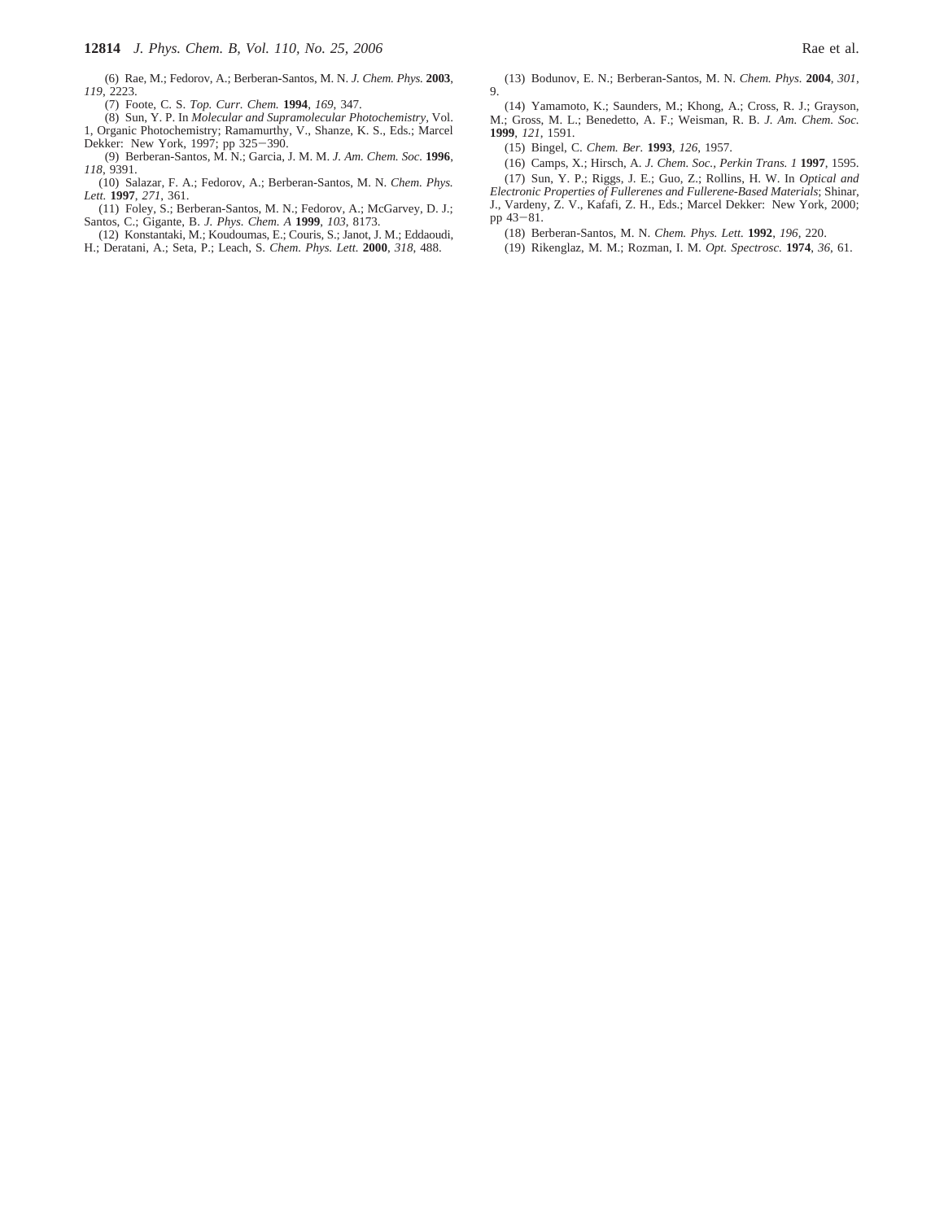(6) Rae, M.; Fedorov, A.; Berberan-Santos, M. N. *J. Chem. Phys.* **2003**, *119*, 2223.

(7) Foote, C. S. *Top. Curr. Chem.* **1994**, *169*, 347.

(8) Sun, Y. P. In *Molecular and Supramolecular Photochemistry*, Vol. 1, Organic Photochemistry; Ramamurthy, V., Shanze, K. S., Eds.; Marcel Dekker: New York, 1997; pp 325−390.

(9) Berberan-Santos, M. N.; Garcia, J. M. M. *J. Am. Chem. Soc.* **1996**, *118*, 9391.

(10) Salazar, F. A.; Fedorov, A.; Berberan-Santos, M. N. *Chem. Phys. Lett.* **1997**, *271*, 361.

(11) Foley, S.; Berberan-Santos, M. N.; Fedorov, A.; McGarvey, D. J.; Santos, C.; Gigante, B. *J. Phys. Chem. A* **1999**, *103*, 8173.

(12) Konstantaki, M.; Koudoumas, E.; Couris, S.; Janot, J. M.; Eddaoudi, H.; Deratani, A.; Seta, P.; Leach, S. *Chem. Phys. Lett.* **2000**, *318*, 488.

(13) Bodunov, E. N.; Berberan-Santos, M. N. *Chem. Phys.* **2004**, *301*, 9.

(14) Yamamoto, K.; Saunders, M.; Khong, A.; Cross, R. J.; Grayson, M.; Gross, M. L.; Benedetto, A. F.; Weisman, R. B. *J. Am. Chem. Soc.* **1999**, *121*, 1591.

(15) Bingel, C. *Chem. Ber.* **1993**, *126*, 1957.

(16) Camps, X.; Hirsch, A. *J. Chem. Soc., Perkin Trans. 1* **1997**, 1595.

(17) Sun, Y. P.; Riggs, J. E.; Guo, Z.; Rollins, H. W. In *Optical and Electronic Properties of Fullerenes and Fullerene-Based Materials*; Shinar, J., Vardeny, Z. V., Kafafi, Z. H., Eds.; Marcel Dekker: New York, 2000; pp 43−81.

(18) Berberan-Santos, M. N. *Chem. Phys. Lett.* **1992**, *196*, 220.

(19) Rikenglaz, M. M.; Rozman, I. M. *Opt. Spectrosc.* **1974**, *36*, 61.